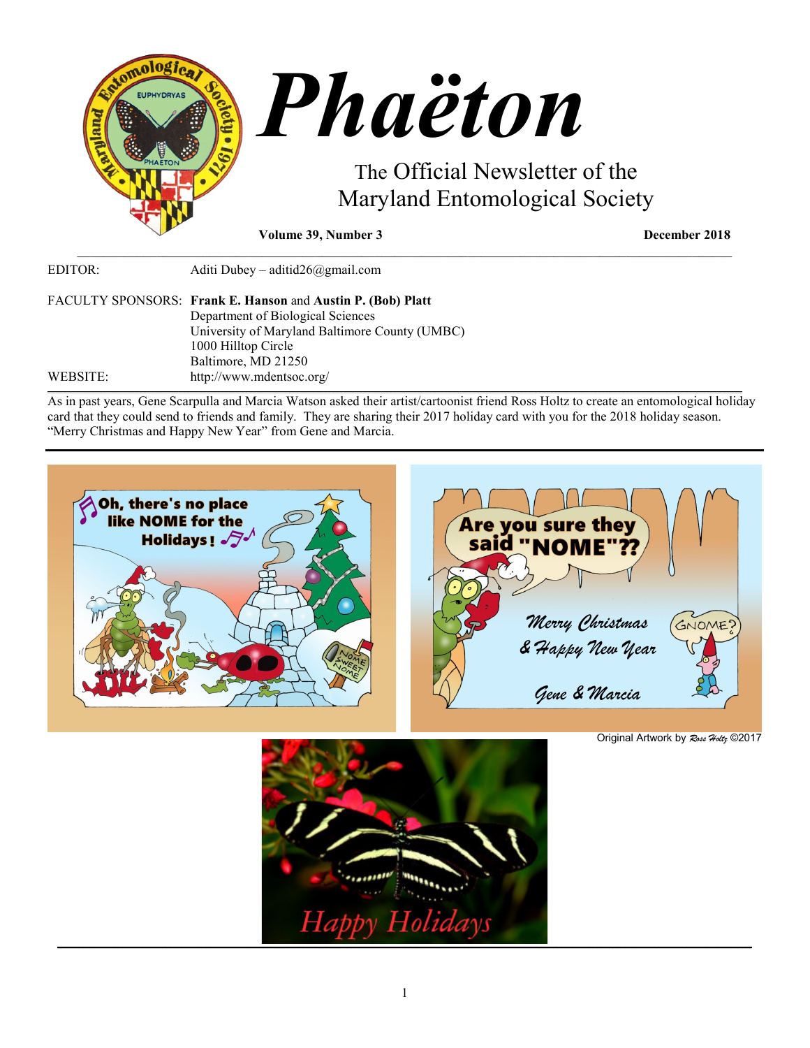# Phaëton

The Official Newsletter of the Maryland Entomological Society

**Volume 39, Number 3** **December 2018**

EDITOR: Aditi Dubey – aditid26@gmail.com

FACULTY SPONSORS: **Frank E. Hanson** and **Austin P. (Bob) Platt**
Department of Biological Sciences
University of Maryland Baltimore County (UMBC)
1000 Hilltop Circle
Baltimore, MD 21250

WEBSITE: http://www.mdentsoc.org/

---

As in past years, Gene Scarpulla and Marcia Watson asked their artist/cartoonist friend Ross Holtz to create an entomological holiday card that they could send to friends and family. They are sharing their 2017 holiday card with you for the 2018 holiday season. "Merry Christmas and Happy New Year" from Gene and Marcia.

Original Artwork by Ross Holtz ©2017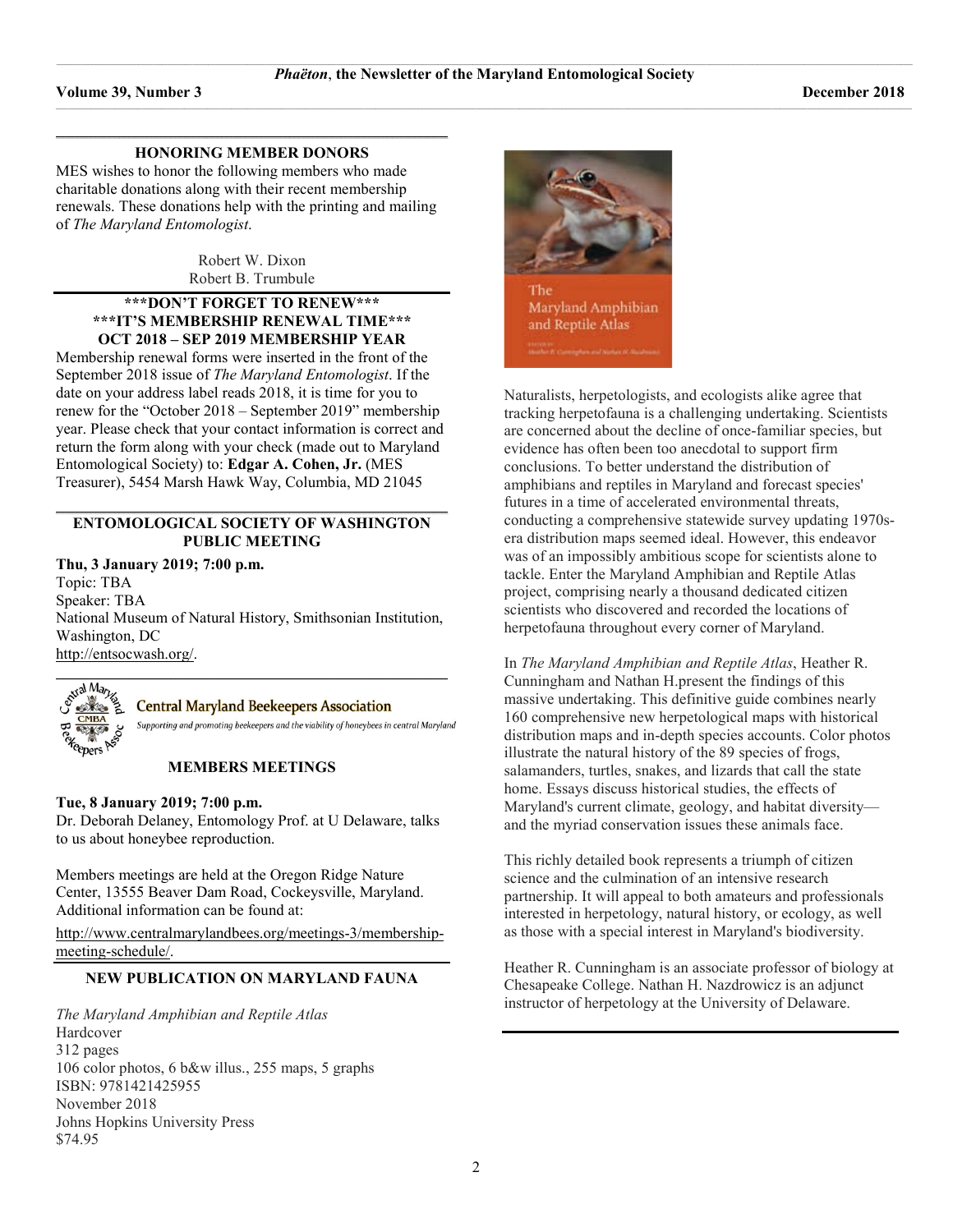## HONORING MEMBER DONORS

MES wishes to honor the following members who made charitable donations along with their recent membership renewals. These donations help with the printing and mailing of *The Maryland Entomologist*.

Robert W. Dixon
Robert B. Trumbule

## \*\*\*DON'T FORGET TO RENEW\*\*\*
## \*\*\*IT'S MEMBERSHIP RENEWAL TIME\*\*\*
## OCT 2018 – SEP 2019 MEMBERSHIP YEAR

Membership renewal forms were inserted in the front of the September 2018 issue of *The Maryland Entomologist*. If the date on your address label reads 2018, it is time for you to renew for the "October 2018 – September 2019" membership year. Please check that your contact information is correct and return the form along with your check (made out to Maryland Entomological Society) to: **Edgar A. Cohen, Jr.** (MES Treasurer), 5454 Marsh Hawk Way, Columbia, MD 21045

## ENTOMOLOGICAL SOCIETY OF WASHINGTON PUBLIC MEETING

**Thu, 3 January 2019; 7:00 p.m.**
Topic: TBA
Speaker: TBA
National Museum of Natural History, Smithsonian Institution, Washington, DC
http://entsocwash.org/.

Central Maryland Beekeepers Association
*Supporting and promoting beekeepers and the viability of honeybees in central Maryland*

## MEMBERS MEETINGS

**Tue, 8 January 2019; 7:00 p.m.**
Dr. Deborah Delaney, Entomology Prof. at U Delaware, talks to us about honeybee reproduction.

Members meetings are held at the Oregon Ridge Nature Center, 13555 Beaver Dam Road, Cockeysville, Maryland. Additional information can be found at:

http://www.centralmarylandbees.org/meetings-3/membership-meeting-schedule/.

## NEW PUBLICATION ON MARYLAND FAUNA

*The Maryland Amphibian and Reptile Atlas*
Hardcover
312 pages
106 color photos, 6 b&w illus., 255 maps, 5 graphs
ISBN: 9781421425955
November 2018
Johns Hopkins University Press
$74.95

Naturalists, herpetologists, and ecologists alike agree that tracking herpetofauna is a challenging undertaking. Scientists are concerned about the decline of once-familiar species, but evidence has often been too anecdotal to support firm conclusions. To better understand the distribution of amphibians and reptiles in Maryland and forecast species' futures in a time of accelerated environmental threats, conducting a comprehensive statewide survey updating 1970s-era distribution maps seemed ideal. However, this endeavor was of an impossibly ambitious scope for scientists alone to tackle. Enter the Maryland Amphibian and Reptile Atlas project, comprising nearly a thousand dedicated citizen scientists who discovered and recorded the locations of herpetofauna throughout every corner of Maryland.

In *The Maryland Amphibian and Reptile Atlas*, Heather R. Cunningham and Nathan H.present the findings of this massive undertaking. This definitive guide combines nearly 160 comprehensive new herpetological maps with historical distribution maps and in-depth species accounts. Color photos illustrate the natural history of the 89 species of frogs, salamanders, turtles, snakes, and lizards that call the state home. Essays discuss historical studies, the effects of Maryland's current climate, geology, and habitat diversity—and the myriad conservation issues these animals face.

This richly detailed book represents a triumph of citizen science and the culmination of an intensive research partnership. It will appeal to both amateurs and professionals interested in herpetology, natural history, or ecology, as well as those with a special interest in Maryland's biodiversity.

Heather R. Cunningham is an associate professor of biology at Chesapeake College. Nathan H. Nazdrowicz is an adjunct instructor of herpetology at the University of Delaware.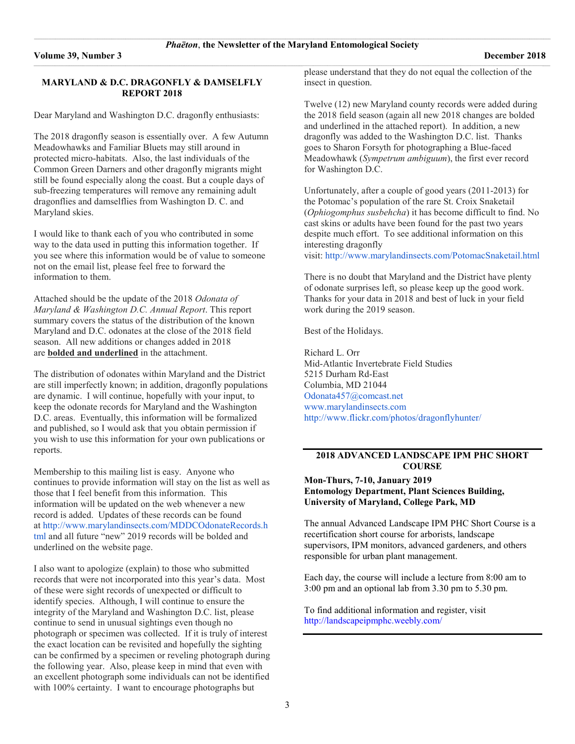## MARYLAND & D.C. DRAGONFLY & DAMSELFLY REPORT 2018

Dear Maryland and Washington D.C. dragonfly enthusiasts:

The 2018 dragonfly season is essentially over. A few Autumn Meadowhawks and Familiar Bluets may still around in protected micro-habitats. Also, the last individuals of the Common Green Darners and other dragonfly migrants might still be found especially along the coast. But a couple days of sub-freezing temperatures will remove any remaining adult dragonflies and damselflies from Washington D. C. and Maryland skies.

I would like to thank each of you who contributed in some way to the data used in putting this information together. If you see where this information would be of value to someone not on the email list, please feel free to forward the information to them.

Attached should be the update of the 2018 *Odonata of Maryland & Washington D.C. Annual Report*. This report summary covers the status of the distribution of the known Maryland and D.C. odonates at the close of the 2018 field season. All new additions or changes added in 2018 are **<u>bolded and underlined</u>** in the attachment.

The distribution of odonates within Maryland and the District are still imperfectly known; in addition, dragonfly populations are dynamic. I will continue, hopefully with your input, to keep the odonate records for Maryland and the Washington D.C. areas. Eventually, this information will be formalized and published, so I would ask that you obtain permission if you wish to use this information for your own publications or reports.

Membership to this mailing list is easy. Anyone who continues to provide information will stay on the list as well as those that I feel benefit from this information. This information will be updated on the web whenever a new record is added. Updates of these records can be found at http://www.marylandinsects.com/MDDCOdonateRecords.html and all future "new" 2019 records will be bolded and underlined on the website page.

I also want to apologize (explain) to those who submitted records that were not incorporated into this year's data. Most of these were sight records of unexpected or difficult to identify species. Although, I will continue to ensure the integrity of the Maryland and Washington D.C. list, please continue to send in unusual sightings even though no photograph or specimen was collected. If it is truly of interest the exact location can be revisited and hopefully the sighting can be confirmed by a specimen or reveling photograph during the following year. Also, please keep in mind that even with an excellent photograph some individuals can not be identified with 100% certainty. I want to encourage photographs but please understand that they do not equal the collection of the insect in question.

Twelve (12) new Maryland county records were added during the 2018 field season (again all new 2018 changes are bolded and underlined in the attached report). In addition, a new dragonfly was added to the Washington D.C. list. Thanks goes to Sharon Forsyth for photographing a Blue-faced Meadowhawk (*Sympetrum ambiguum*), the first ever record for Washington D.C.

Unfortunately, after a couple of good years (2011-2013) for the Potomac's population of the rare St. Croix Snaketail (*Ophiogomphus susbehcha*) it has become difficult to find. No cast skins or adults have been found for the past two years despite much effort. To see additional information on this interesting dragonfly visit: http://www.marylandinsects.com/PotomacSnaketail.html

There is no doubt that Maryland and the District have plenty of odonate surprises left, so please keep up the good work. Thanks for your data in 2018 and best of luck in your field work during the 2019 season.

Best of the Holidays.

Richard L. Orr  
Mid-Atlantic Invertebrate Field Studies  
5215 Durham Rd-East  
Columbia, MD 21044  
Odonata457@comcast.net  
www.marylandinsects.com  
http://www.flickr.com/photos/dragonflyhunter/

## 2018 ADVANCED LANDSCAPE IPM PHC SHORT COURSE

**Mon-Thurs, 7-10, January 2019**  
**Entomology Department, Plant Sciences Building, University of Maryland, College Park, MD**

The annual Advanced Landscape IPM PHC Short Course is a recertification short course for arborists, landscape supervisors, IPM monitors, advanced gardeners, and others responsible for urban plant management.

Each day, the course will include a lecture from 8:00 am to 3:00 pm and an optional lab from 3.30 pm to 5.30 pm.

To find additional information and register, visit http://landscapeipmphc.weebly.com/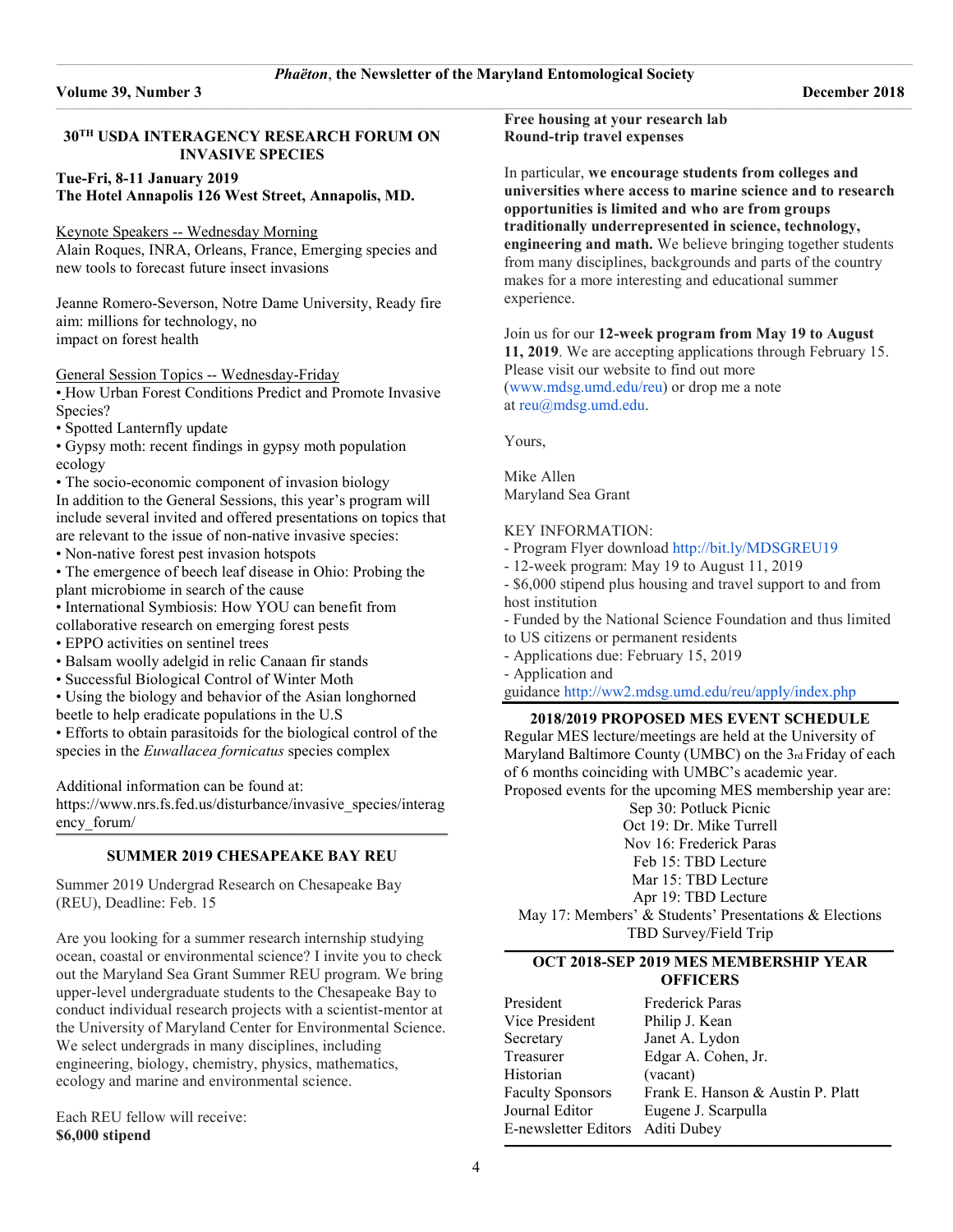## 30TH USDA INTERAGENCY RESEARCH FORUM ON INVASIVE SPECIES

**Tue-Fri, 8-11 January 2019**
**The Hotel Annapolis 126 West Street, Annapolis, MD.**

Keynote Speakers -- Wednesday Morning

Alain Roques, INRA, Orleans, France, Emerging species and new tools to forecast future insect invasions

Jeanne Romero-Severson, Notre Dame University, Ready fire aim: millions for technology, no impact on forest health

General Session Topics -- Wednesday-Friday

- How Urban Forest Conditions Predict and Promote Invasive Species?
- Spotted Lanternfly update
- Gypsy moth: recent findings in gypsy moth population ecology
- The socio-economic component of invasion biology

In addition to the General Sessions, this year's program will include several invited and offered presentations on topics that are relevant to the issue of non-native invasive species:

- Non-native forest pest invasion hotspots
- The emergence of beech leaf disease in Ohio: Probing the plant microbiome in search of the cause
- International Symbiosis: How YOU can benefit from collaborative research on emerging forest pests
- EPPO activities on sentinel trees
- Balsam woolly adelgid in relic Canaan fir stands
- Successful Biological Control of Winter Moth
- Using the biology and behavior of the Asian longhorned beetle to help eradicate populations in the U.S
- Efforts to obtain parasitoids for the biological control of the species in the *Euwallacea fornicatus* species complex

Additional information can be found at:
https://www.nrs.fs.fed.us/disturbance/invasive_species/interagency_forum/

## SUMMER 2019 CHESAPEAKE BAY REU

Summer 2019 Undergrad Research on Chesapeake Bay (REU), Deadline: Feb. 15

Are you looking for a summer research internship studying ocean, coastal or environmental science? I invite you to check out the Maryland Sea Grant Summer REU program. We bring upper-level undergraduate students to the Chesapeake Bay to conduct individual research projects with a scientist-mentor at the University of Maryland Center for Environmental Science. We select undergrads in many disciplines, including engineering, biology, chemistry, physics, mathematics, ecology and marine and environmental science.

Each REU fellow will receive:
**$6,000 stipend**
**Free housing at your research lab**
**Round-trip travel expenses**

In particular, **we encourage students from colleges and universities where access to marine science and to research opportunities is limited and who are from groups traditionally underrepresented in science, technology, engineering and math.** We believe bringing together students from many disciplines, backgrounds and parts of the country makes for a more interesting and educational summer experience.

Join us for our **12-week program from May 19 to August 11, 2019**. We are accepting applications through February 15. Please visit our website to find out more (www.mdsg.umd.edu/reu) or drop me a note at reu@mdsg.umd.edu.

Yours,

Mike Allen
Maryland Sea Grant

KEY INFORMATION:
- Program Flyer download http://bit.ly/MDSGREU19
- 12-week program: May 19 to August 11, 2019
- $6,000 stipend plus housing and travel support to and from host institution
- Funded by the National Science Foundation and thus limited to US citizens or permanent residents
- Applications due: February 15, 2019
- Application and guidance http://ww2.mdsg.umd.edu/reu/apply/index.php

## 2018/2019 PROPOSED MES EVENT SCHEDULE

Regular MES lecture/meetings are held at the University of Maryland Baltimore County (UMBC) on the 3rd Friday of each of 6 months coinciding with UMBC's academic year.
Proposed events for the upcoming MES membership year are:

Sep 30: Potluck Picnic
Oct 19: Dr. Mike Turrell
Nov 16: Frederick Paras
Feb 15: TBD Lecture
Mar 15: TBD Lecture
Apr 19: TBD Lecture
May 17: Members' & Students' Presentations & Elections
TBD Survey/Field Trip

## OCT 2018-SEP 2019 MES MEMBERSHIP YEAR OFFICERS

| | |
|---|---|
| President | Frederick Paras |
| Vice President | Philip J. Kean |
| Secretary | Janet A. Lydon |
| Treasurer | Edgar A. Cohen, Jr. |
| Historian | (vacant) |
| Faculty Sponsors | Frank E. Hanson & Austin P. Platt |
| Journal Editor | Eugene J. Scarpulla |
| E-newsletter Editors | Aditi Dubey |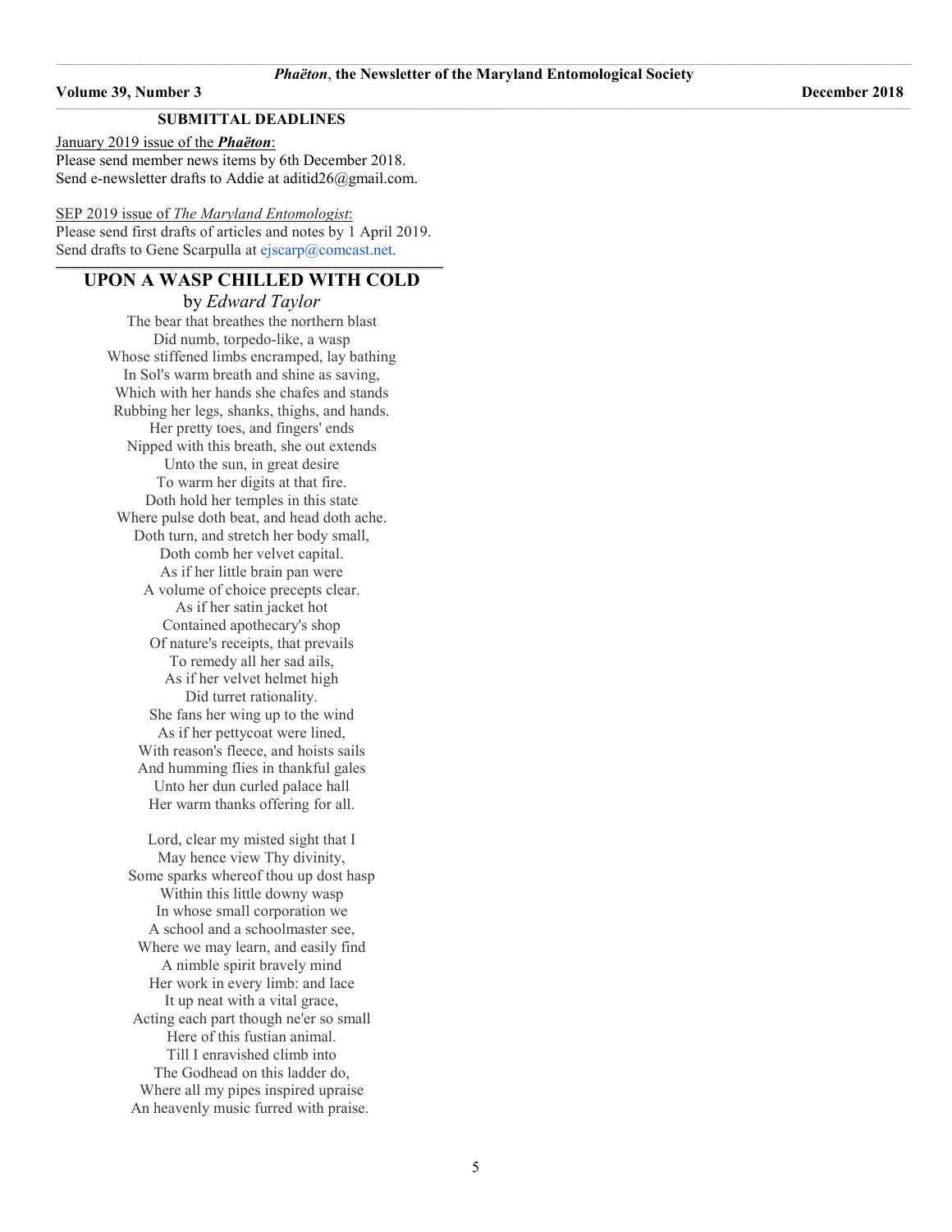### SUBMITTAL DEADLINES

<u>January 2019 issue of the ***Phaëton***:</u>
Please send member news items by 6th December 2018.
Send e-newsletter drafts to Addie at aditid26@gmail.com.

<u>SEP 2019 issue of *The Maryland Entomologist*:</u>
Please send first drafts of articles and notes by 1 April 2019.
Send drafts to Gene Scarpulla at ejscarp@comcast.net.

## UPON A WASP CHILLED WITH COLD

by *Edward Taylor*

The bear that breathes the northern blast
Did numb, torpedo-like, a wasp
Whose stiffened limbs encramped, lay bathing
In Sol's warm breath and shine as saving,
Which with her hands she chafes and stands
Rubbing her legs, shanks, thighs, and hands.
Her pretty toes, and fingers' ends
Nipped with this breath, she out extends
Unto the sun, in great desire
To warm her digits at that fire.
Doth hold her temples in this state
Where pulse doth beat, and head doth ache.
Doth turn, and stretch her body small,
Doth comb her velvet capital.
As if her little brain pan were
A volume of choice precepts clear.
As if her satin jacket hot
Contained apothecary's shop
Of nature's receipts, that prevails
To remedy all her sad ails,
As if her velvet helmet high
Did turret rationality.
She fans her wing up to the wind
As if her pettycoat were lined,
With reason's fleece, and hoists sails
And humming flies in thankful gales
Unto her dun curled palace hall
Her warm thanks offering for all.

Lord, clear my misted sight that I
May hence view Thy divinity,
Some sparks whereof thou up dost hasp
Within this little downy wasp
In whose small corporation we
A school and a schoolmaster see,
Where we may learn, and easily find
A nimble spirit bravely mind
Her work in every limb: and lace
It up neat with a vital grace,
Acting each part though ne'er so small
Here of this fustian animal.
Till I enravished climb into
The Godhead on this ladder do,
Where all my pipes inspired upraise
An heavenly music furred with praise.